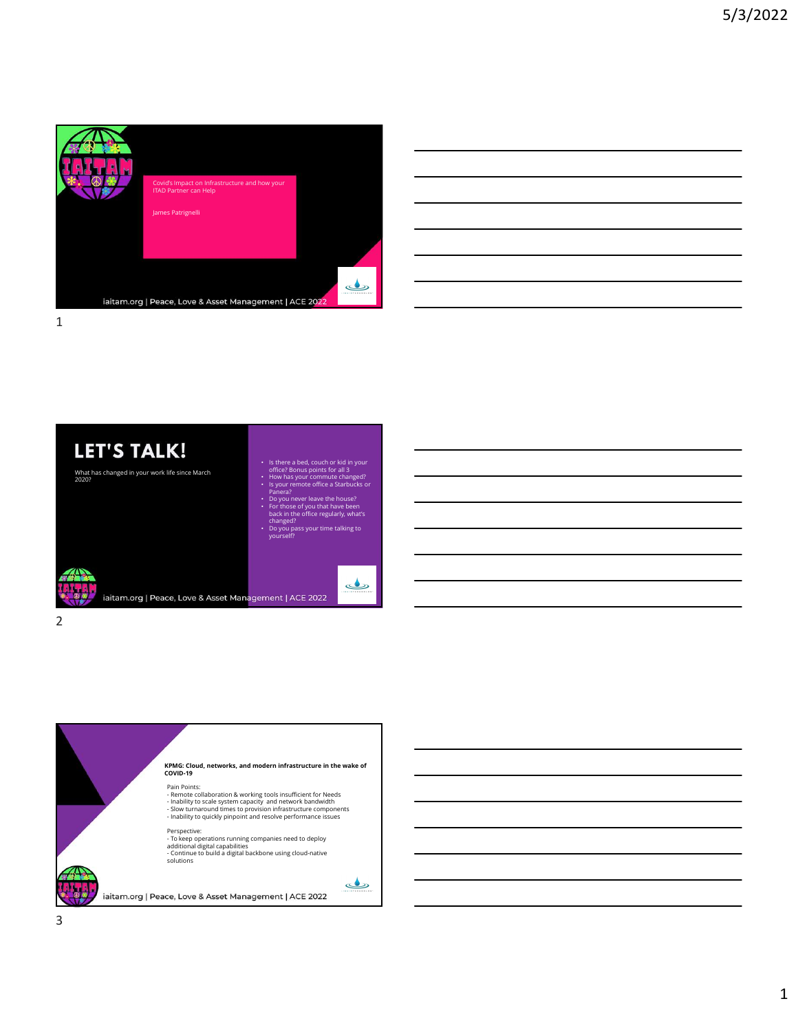Covid's Impact on Infrastructure and how your ITAD Partner can Help

James Patrignelli

iaitam.org | Peace, Love & Asset Management | ACE 2022

## LET'S TALK!

What has changed in your work life since March 2020?

- Is there a bed, couch or kid in your office? Bonus points for all 3
- How has your commute changed?
- Is your remote office a Starbucks or Panera?
- Do you never leave the house?
- For those of you that have been back in the office regularly, what's changed?
- Do you pass your time talking to yourself?

iaitam.org | Peace, Love & Asset Management | ACE 2022

**KPMG: Cloud, networks, and modern infrastructure in the wake of COVID-19**

Pain Points:
- Remote collaboration & working tools insufficient for Needs
- Inability to scale system capacity and network bandwidth
- Slow turnaround times to provision infrastructure components
- Inability to quickly pinpoint and resolve performance issues

Perspective:
- To keep operations running companies need to deploy additional digital capabilities
- Continue to build a digital backbone using cloud-native solutions

iaitam.org | Peace, Love & Asset Management | ACE 2022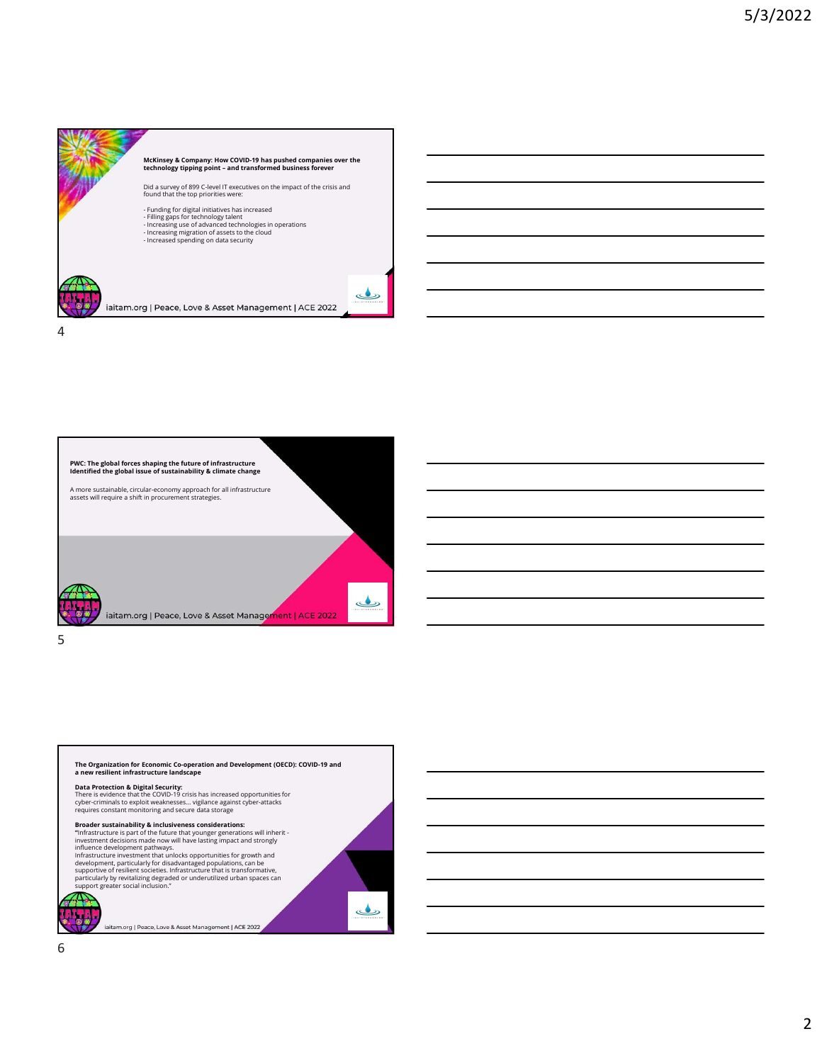**McKinsey & Company: How COVID-19 has pushed companies over the technology tipping point – and transformed business forever**

Did a survey of 899 C-level IT executives on the impact of the crisis and found that the top priorities were:

- Funding for digital initiatives has increased
- Filling gaps for technology talent
- Increasing use of advanced technologies in operations
- Increasing migration of assets to the cloud
- Increased spending on data security

iaitam.org | Peace, Love & Asset Management | ACE 2022

**PWC: The global forces shaping the future of infrastructure Identified the global issue of sustainability & climate change**

A more sustainable, circular-economy approach for all infrastructure assets will require a shift in procurement strategies.

iaitam.org | Peace, Love & Asset Management | ACE 2022

**The Organization for Economic Co-operation and Development (OECD): COVID-19 and a new resilient infrastructure landscape**

**Data Protection & Digital Security:**
There is evidence that the COVID-19 crisis has increased opportunities for cyber-criminals to exploit weaknesses… vigilance against cyber-attacks requires constant monitoring and secure data storage

**Broader sustainability & inclusiveness considerations:**
"Infrastructure is part of the future that younger generations will inherit - investment decisions made now will have lasting impact and strongly influence development pathways.
Infrastructure investment that unlocks opportunities for growth and development, particularly for disadvantaged populations, can be supportive of resilient societies. Infrastructure that is transformative, particularly by revitalizing degraded or underutilized urban spaces can support greater social inclusion."

iaitam.org | Peace, Love & Asset Management | ACE 2022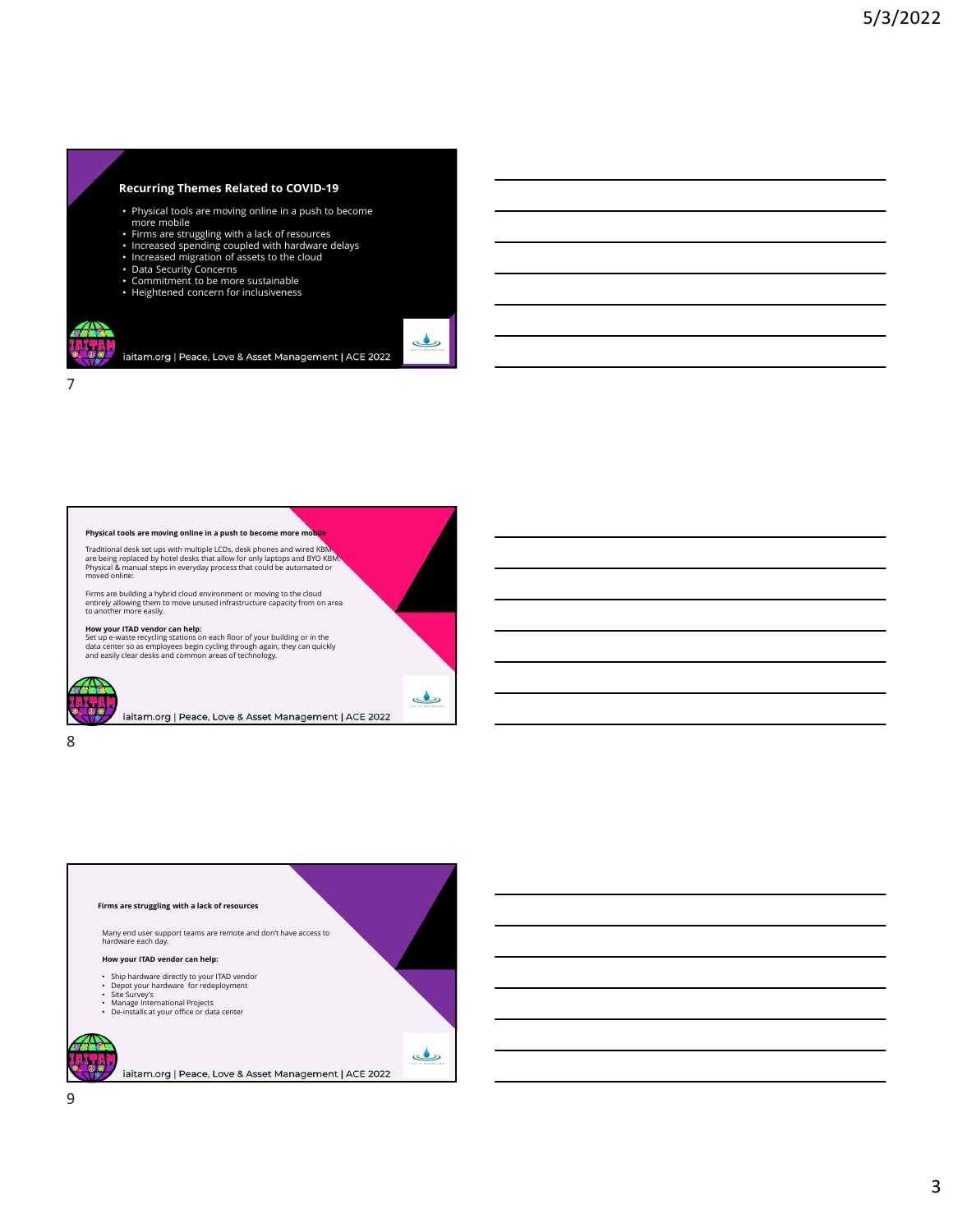## Recurring Themes Related to COVID-19

- Physical tools are moving online in a push to become more mobile
- Firms are struggling with a lack of resources
- Increased spending coupled with hardware delays
- Increased migration of assets to the cloud
- Data Security Concerns
- Commitment to be more sustainable
- Heightened concern for inclusiveness

iaitam.org | Peace, Love & Asset Management | ACE 2022

**Physical tools are moving online in a push to become more mobile**

Traditional desk set ups with multiple LCDs, desk phones and wired KBM are being replaced by hotel desks that allow for only laptops and BYO KBM. Physical & manual steps in everyday process that could be automated or moved online:

Firms are building a hybrid cloud environment or moving to the cloud entirely allowing them to move unused infrastructure capacity from on area to another more easily.

**How your ITAD vendor can help:**
Set up e-waste recycling stations on each floor of your building or in the data center so as employees begin cycling through again, they can quickly and easily clear desks and common areas of technology.

iaitam.org | Peace, Love & Asset Management | ACE 2022

**Firms are struggling with a lack of resources**

Many end user support teams are remote and don't have access to hardware each day.

**How your ITAD vendor can help:**

- Ship hardware directly to your ITAD vendor
- Depot your hardware for redeployment
- Site Survey's
- Manage International Projects
- De-installs at your office or data center

iaitam.org | Peace, Love & Asset Management | ACE 2022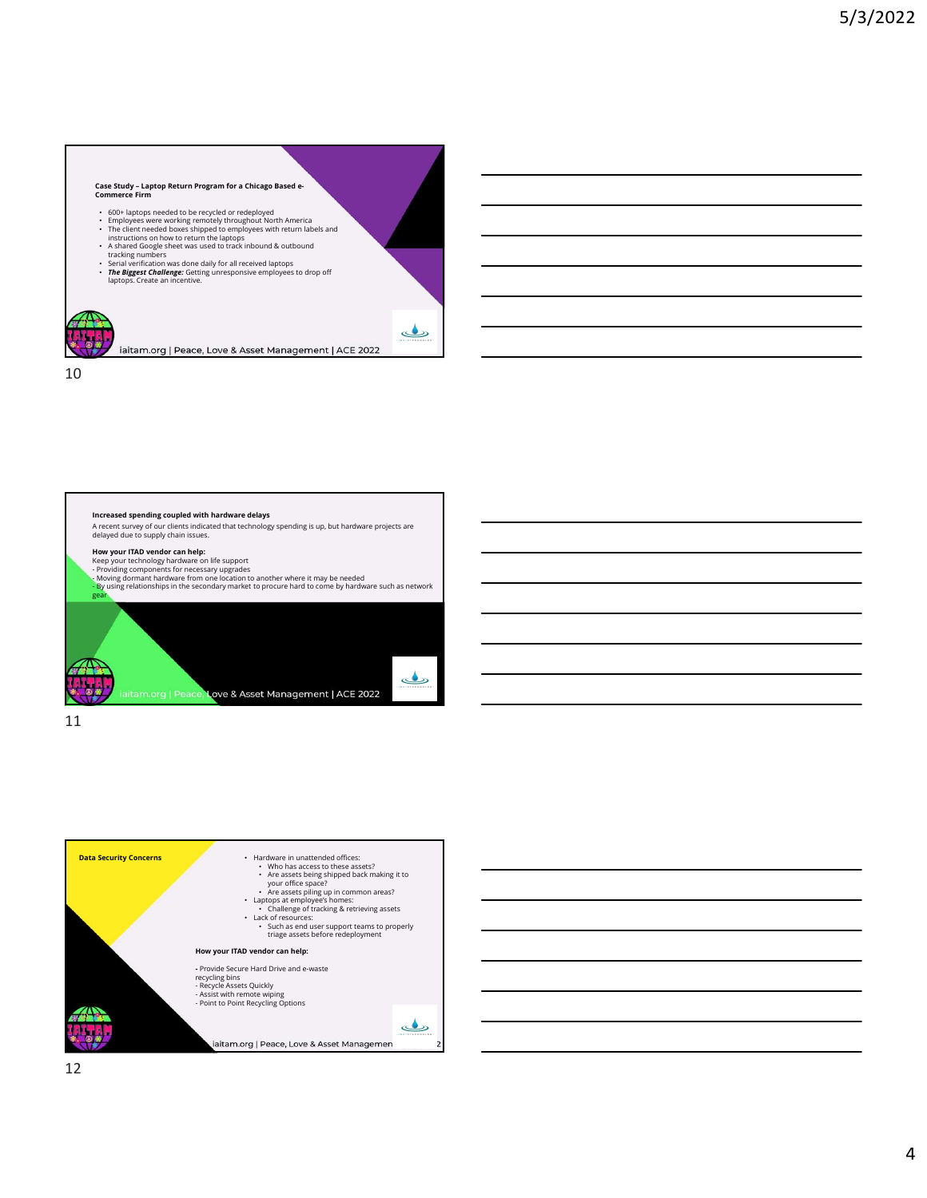## Case Study – Laptop Return Program for a Chicago Based e-Commerce Firm

- 600+ laptops needed to be recycled or redeployed
- Employees were working remotely throughout North America
- The client needed boxes shipped to employees with return labels and instructions on how to return the laptops
- A shared Google sheet was used to track inbound & outbound tracking numbers
- Serial verification was done daily for all received laptops
- ***The Biggest Challenge:*** Getting unresponsive employees to drop off laptops. Create an incentive.

iaitam.org | Peace, Love & Asset Management | ACE 2022

10

## Increased spending coupled with hardware delays

A recent survey of our clients indicated that technology spending is up, but hardware projects are delayed due to supply chain issues.

**How your ITAD vendor can help:**

Keep your technology hardware on life support

- Providing components for necessary upgrades
- Moving dormant hardware from one location to another where it may be needed
- By using relationships in the secondary market to procure hard to come by hardware such as network gear

iaitam.org | Peace, Love & Asset Management | ACE 2022

11

## Data Security Concerns

- Hardware in unattended offices:
  - Who has access to these assets?
  - Are assets being shipped back making it to your office space?
  - Are assets piling up in common areas?
- Laptops at employee's homes:
  - Challenge of tracking & retrieving assets
- Lack of resources:
  - Such as end user support teams to properly triage assets before redeployment

**How your ITAD vendor can help:**

- Provide Secure Hard Drive and e-waste recycling bins
- Recycle Assets Quickly
- Assist with remote wiping
- Point to Point Recycling Options

iaitam.org | Peace, Love & Asset Managemen

12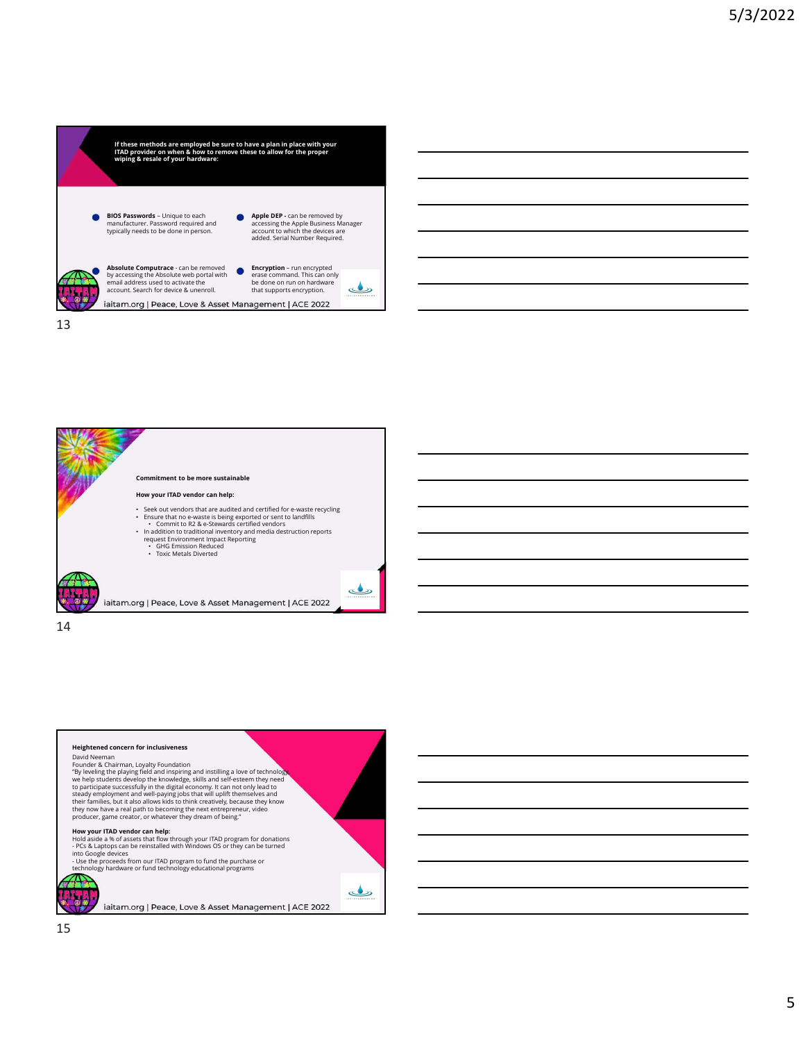If these methods are employed be sure to have a plan in place with your ITAD provider on when & how to remove these to allow for the proper wiping & resale of your hardware:

- **BIOS Passwords** – Unique to each manufacturer. Password required and typically needs to be done in person.
- **Apple DEP -** can be removed by accessing the Apple Business Manager account to which the devices are added. Serial Number Required.
- **Absolute Computrace** - can be removed by accessing the Absolute web portal with email address used to activate the account. Search for device & unenroll.
- **Encryption** – run encrypted erase command. This can only be done on run on hardware that supports encryption.

iaitam.org | Peace, Love & Asset Management | ACE 2022

---

**Commitment to be more sustainable**

**How your ITAD vendor can help:**

- Seek out vendors that are audited and certified for e-waste recycling
- Ensure that no e-waste is being exported or sent to landfills
  - Commit to R2 & e-Stewards certified vendors
- In addition to traditional inventory and media destruction reports request Environment Impact Reporting
  - GHG Emission Reduced
  - Toxic Metals Diverted

iaitam.org | Peace, Love & Asset Management | ACE 2022

---

**Heightened concern for inclusiveness**

David Neeman
Founder & Chairman, Loyalty Foundation
"By leveling the playing field and inspiring and instilling a love of technology we help students develop the knowledge, skills and self-esteem they need to participate successfully in the digital economy. It can not only lead to steady employment and well-paying jobs that will uplift themselves and their families, but it also allows kids to think creatively, because they know they now have a real path to becoming the next entrepreneur, video producer, game creator, or whatever they dream of being."

**How your ITAD vendor can help:**

Hold aside a % of assets that flow through your ITAD program for donations
- PCs & Laptops can be reinstalled with Windows OS or they can be turned into Google devices
- Use the proceeds from our ITAD program to fund the purchase or technology hardware or fund technology educational programs

iaitam.org | Peace, Love & Asset Management | ACE 2022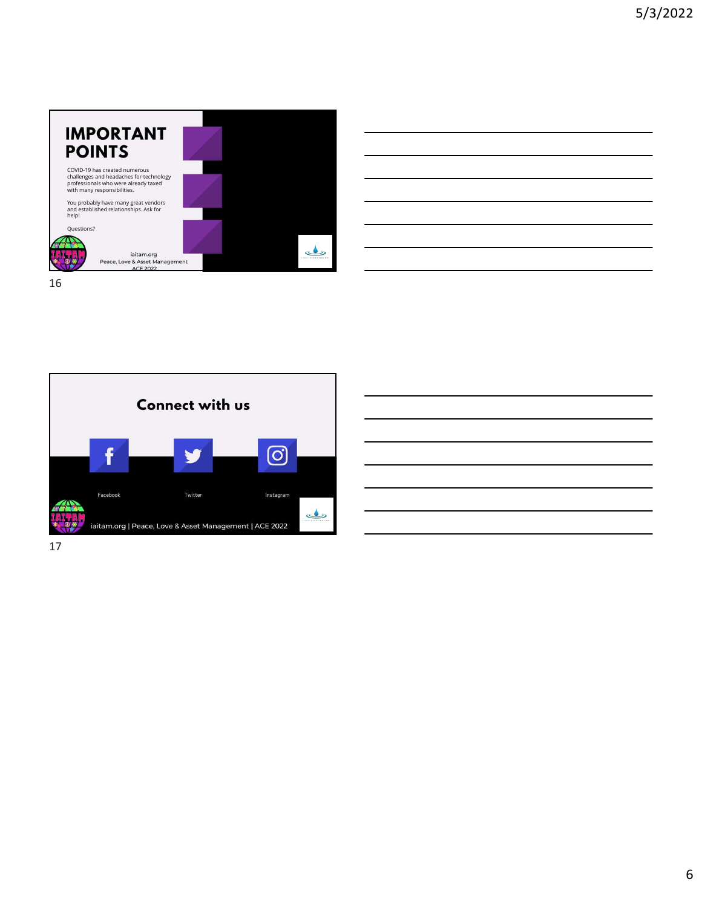# IMPORTANT POINTS

COVID-19 has created numerous challenges and headaches for technology professionals who were already taxed with many responsibilities.

You probably have many great vendors and established relationships. Ask for help!

Questions?

iaitam.org
Peace, Love & Asset Management
ACE 2022

16

## Connect with us

Facebook

Twitter

Instagram

iaitam.org | Peace, Love & Asset Management | ACE 2022

17